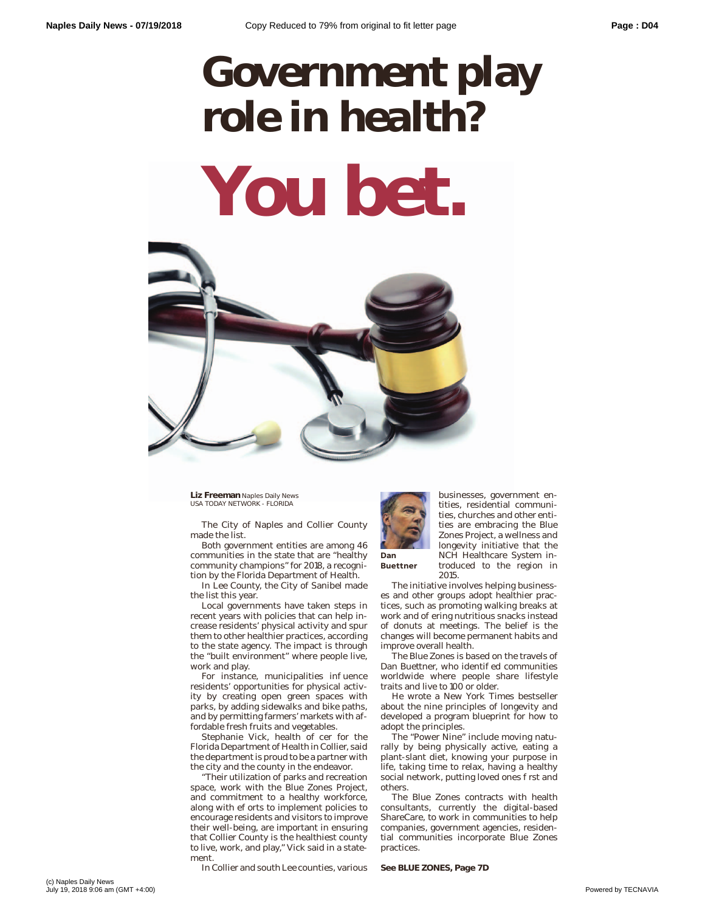# Government play role in health?

# You bet.

**Liz Freeman** Naples Daily News
USA TODAY NETWORK - FLORIDA

The City of Naples and Collier County made the list.

Both government entities are among 46 communities in the state that are "healthy community champions" for 2018, a recognition by the Florida Department of Health.

In Lee County, the City of Sanibel made the list this year.

Local governments have taken steps in recent years with policies that can help increase residents' physical activity and spur them to other healthier practices, according to the state agency. The impact is through the "built environment" where people live, work and play.

For instance, municipalities influence residents' opportunities for physical activity by creating open green spaces with parks, by adding sidewalks and bike paths, and by permitting farmers' markets with affordable fresh fruits and vegetables.

Stephanie Vick, health officer for the Florida Department of Health in Collier, said the department is proud to be a partner with the city and the county in the endeavor.

"Their utilization of parks and recreation space, work with the Blue Zones Project, and commitment to a healthy workforce, along with efforts to implement policies to encourage residents and visitors to improve their well-being, are important in ensuring that Collier County is the healthiest county to live, work, and play," Vick said in a statement.

In Collier and south Lee counties, various businesses, government entities, residential communities, churches and other entities are embracing the Blue Zones Project, a wellness and longevity initiative that the NCH Healthcare System introduced to the region in 2015.

Dan Buettner

The initiative involves helping businesses and other groups adopt healthier practices, such as promoting walking breaks at work and offering nutritious snacks instead of donuts at meetings. The belief is the changes will become permanent habits and improve overall health.

The Blue Zones is based on the travels of Dan Buettner, who identified communities worldwide where people share lifestyle traits and live to 100 or older.

He wrote a New York Times bestseller about the nine principles of longevity and developed a program blueprint for how to adopt the principles.

The "Power Nine" include moving naturally by being physically active, eating a plant-slant diet, knowing your purpose in life, taking time to relax, having a healthy social network, putting loved ones first and others.

The Blue Zones contracts with health consultants, currently the digital-based ShareCare, to work in communities to help companies, government agencies, residential communities incorporate Blue Zones practices.

**See BLUE ZONES, Page 7D**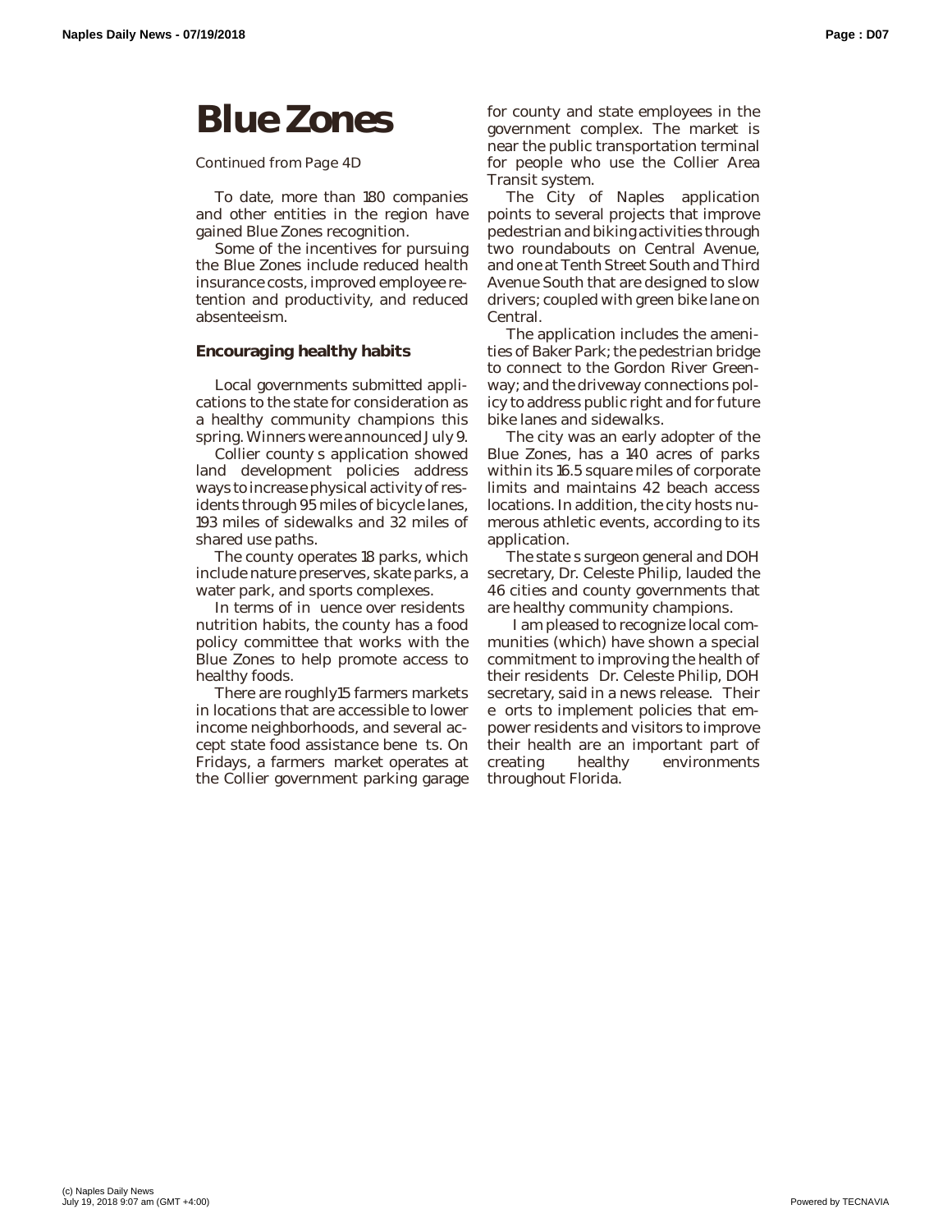# Blue Zones

Continued from Page 4D

To date, more than 180 companies and other entities in the region have gained Blue Zones recognition.

Some of the incentives for pursuing the Blue Zones include reduced health insurance costs, improved employee retention and productivity, and reduced absenteeism.

### Encouraging healthy habits

Local governments submitted applications to the state for consideration as a healthy community champions this spring. Winners were announced July 9.

Collier county s application showed land development policies address ways to increase physical activity of residents through 95 miles of bicycle lanes, 193 miles of sidewalks and 32 miles of shared use paths.

The county operates 18 parks, which include nature preserves, skate parks, a water park, and sports complexes.

In terms of in uence over residents nutrition habits, the county has a food policy committee that works with the Blue Zones to help promote access to healthy foods.

There are roughly15 farmers markets in locations that are accessible to lower income neighborhoods, and several accept state food assistance bene ts. On Fridays, a farmers market operates at the Collier government parking garage for county and state employees in the government complex. The market is near the public transportation terminal for people who use the Collier Area Transit system.

The City of Naples application points to several projects that improve pedestrian and biking activities through two roundabouts on Central Avenue, and one at Tenth Street South and Third Avenue South that are designed to slow drivers; coupled with green bike lane on Central.

The application includes the amenities of Baker Park; the pedestrian bridge to connect to the Gordon River Greenway; and the driveway connections policy to address public right and for future bike lanes and sidewalks.

The city was an early adopter of the Blue Zones, has a 140 acres of parks within its 16.5 square miles of corporate limits and maintains 42 beach access locations. In addition, the city hosts numerous athletic events, according to its application.

The state s surgeon general and DOH secretary, Dr. Celeste Philip, lauded the 46 cities and county governments that are healthy community champions.

I am pleased to recognize local communities (which) have shown a special commitment to improving the health of their residents Dr. Celeste Philip, DOH secretary, said in a news release. Their e orts to implement policies that empower residents and visitors to improve their health are an important part of creating healthy environments throughout Florida.